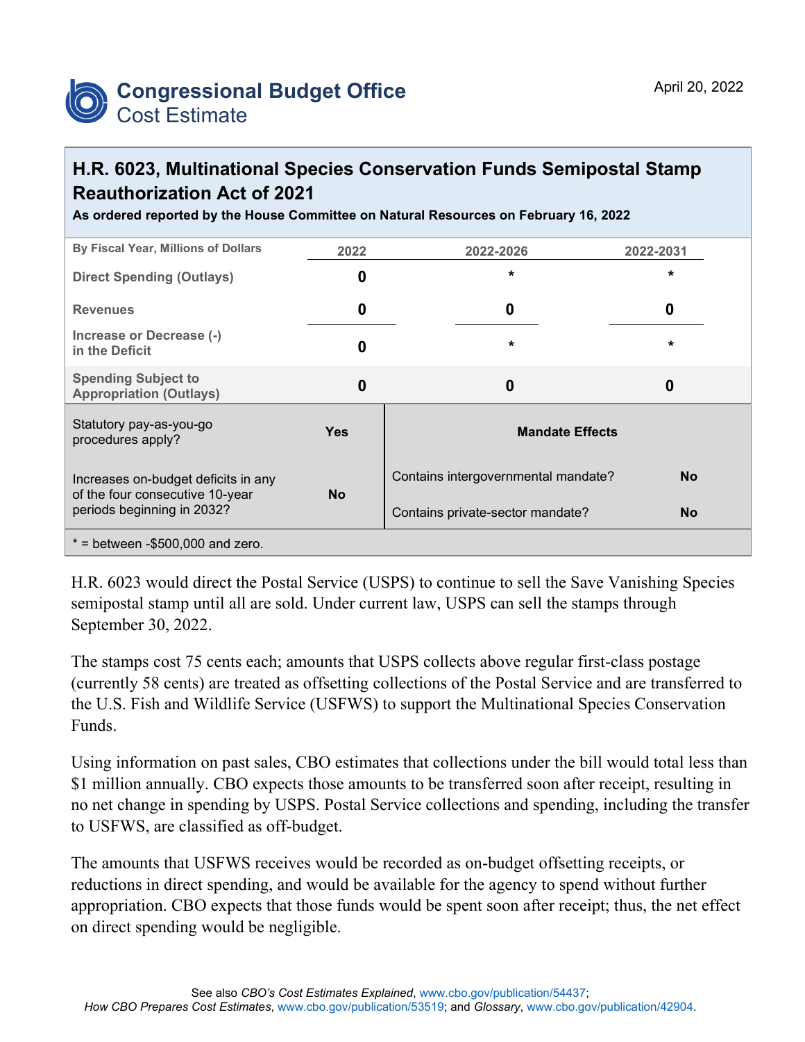# Congressional Budget Office
## Cost Estimate

April 20, 2022

## H.R. 6023, Multinational Species Conservation Funds Semipostal Stamp Reauthorization Act of 2021

**As ordered reported by the House Committee on Natural Resources on February 16, 2022**

| By Fiscal Year, Millions of Dollars | 2022 | 2022-2026 | 2022-2031 |
|---|---|---|---|
| Direct Spending (Outlays) | 0 | * | * |
| Revenues | 0 | 0 | 0 |
| Increase or Decrease (-) in the Deficit | 0 | * | * |
| Spending Subject to Appropriation (Outlays) | 0 | 0 | 0 |

| | | | |
|---|---|---|---|
| Statutory pay-as-you-go procedures apply? | Yes | **Mandate Effects** | |
| Increases on-budget deficits in any of the four consecutive 10-year periods beginning in 2032? | No | Contains intergovernmental mandate? | No |
| | | Contains private-sector mandate? | No |

* = between -$500,000 and zero.

H.R. 6023 would direct the Postal Service (USPS) to continue to sell the Save Vanishing Species semipostal stamp until all are sold. Under current law, USPS can sell the stamps through September 30, 2022.

The stamps cost 75 cents each; amounts that USPS collects above regular first-class postage (currently 58 cents) are treated as offsetting collections of the Postal Service and are transferred to the U.S. Fish and Wildlife Service (USFWS) to support the Multinational Species Conservation Funds.

Using information on past sales, CBO estimates that collections under the bill would total less than $1 million annually. CBO expects those amounts to be transferred soon after receipt, resulting in no net change in spending by USPS. Postal Service collections and spending, including the transfer to USFWS, are classified as off-budget.

The amounts that USFWS receives would be recorded as on-budget offsetting receipts, or reductions in direct spending, and would be available for the agency to spend without further appropriation. CBO expects that those funds would be spent soon after receipt; thus, the net effect on direct spending would be negligible.

See also *CBO's Cost Estimates Explained*, www.cbo.gov/publication/54437; *How CBO Prepares Cost Estimates*, www.cbo.gov/publication/53519; and *Glossary*, www.cbo.gov/publication/42904.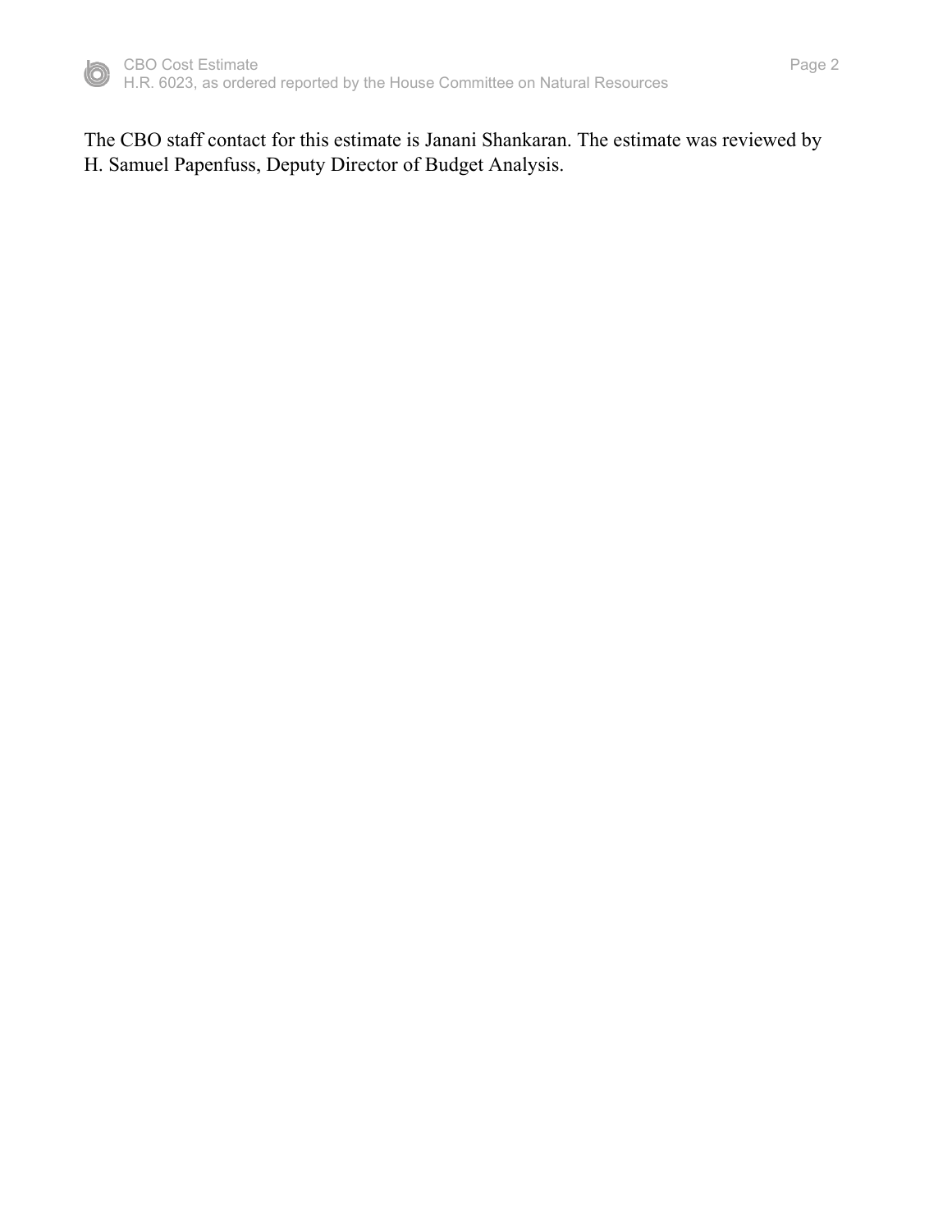The CBO staff contact for this estimate is Janani Shankaran. The estimate was reviewed by H. Samuel Papenfuss, Deputy Director of Budget Analysis.